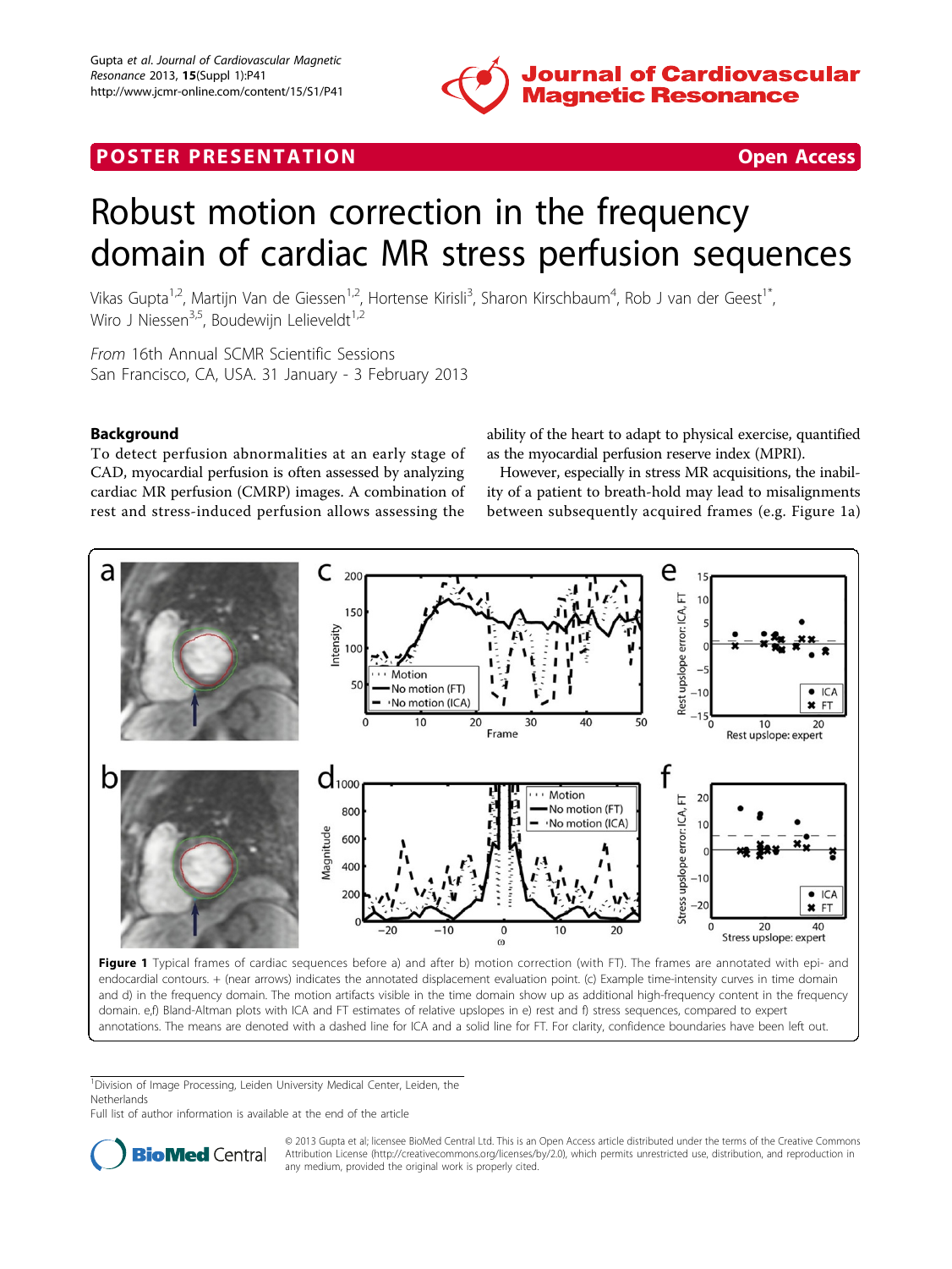POSTER PRESENTATION **Open Access**

# Robust motion correction in the frequency domain of cardiac MR stress perfusion sequences

Vikas Gupta[1,2], Martijn Van de Giessen[1,2], Hortense Kirisli[3], Sharon Kirschbaum[4], Rob J van der Geest[1*], Wiro J Niessen[3,5], Boudewijn Lelieveldt[1,2]

*From* 16th Annual SCMR Scientific Sessions
San Francisco, CA, USA. 31 January - 3 February 2013

## Background

To detect perfusion abnormalities at an early stage of CAD, myocardial perfusion is often assessed by analyzing cardiac MR perfusion (CMRP) images. A combination of rest and stress-induced perfusion allows assessing the ability of the heart to adapt to physical exercise, quantified as the myocardial perfusion reserve index (MPRI).

However, especially in stress MR acquisitions, the inability of a patient to breath-hold may lead to misalignments between subsequently acquired frames (e.g. Figure 1a)

**Figure 1** Typical frames of cardiac sequences before a) and after b) motion correction (with FT). The frames are annotated with epi- and endocardial contours. + (near arrows) indicates the annotated displacement evaluation point. (c) Example time-intensity curves in time domain and d) in the frequency domain. The motion artifacts visible in the time domain show up as additional high-frequency content in the frequency domain. e,f) Bland-Altman plots with ICA and FT estimates of relative upslopes in e) rest and f) stress sequences, compared to expert annotations. The means are denoted with a dashed line for ICA and a solid line for FT. For clarity, confidence boundaries have been left out.

[1]Division of Image Processing, Leiden University Medical Center, Leiden, the Netherlands
Full list of author information is available at the end of the article

© 2013 Gupta et al; licensee BioMed Central Ltd. This is an Open Access article distributed under the terms of the Creative Commons Attribution License (http://creativecommons.org/licenses/by/2.0), which permits unrestricted use, distribution, and reproduction in any medium, provided the original work is properly cited.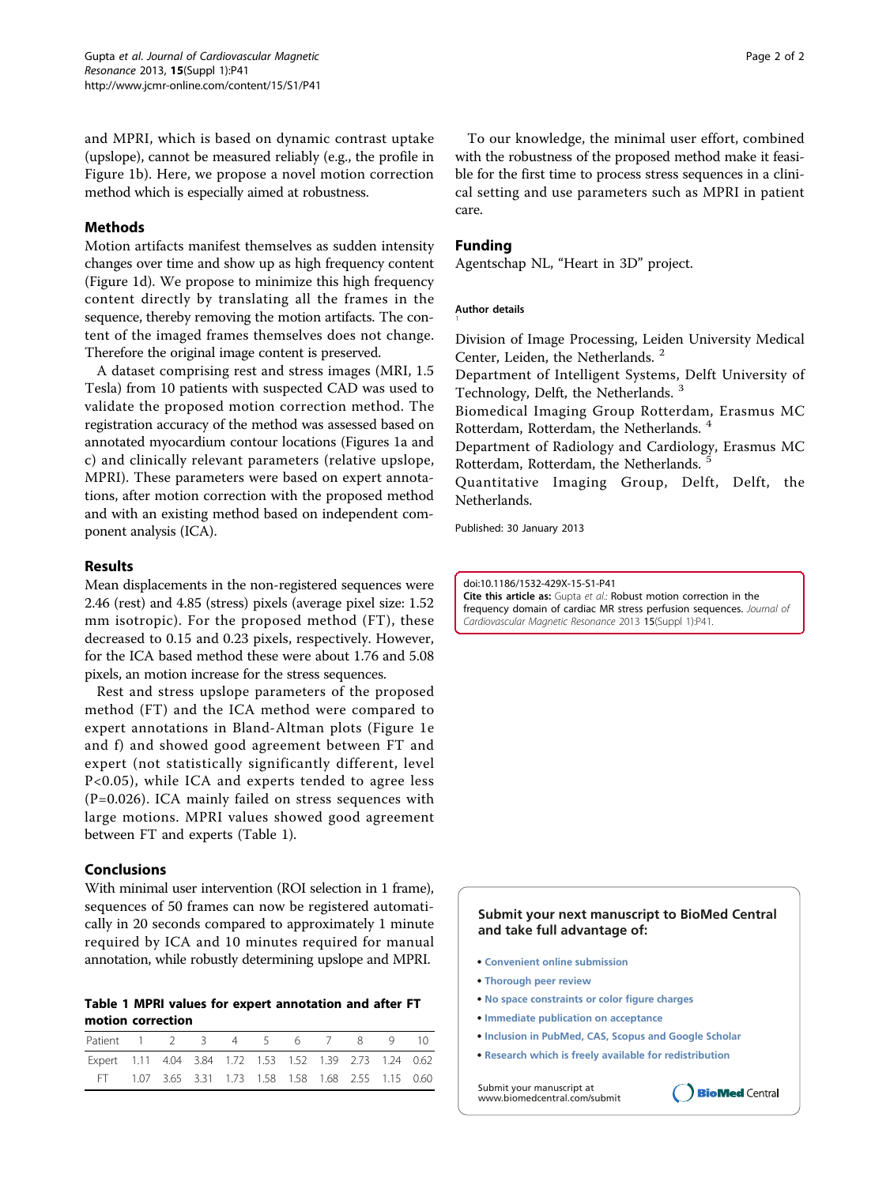and MPRI, which is based on dynamic contrast uptake (upslope), cannot be measured reliably (e.g., the profile in Figure 1b). Here, we propose a novel motion correction method which is especially aimed at robustness.

## Methods

Motion artifacts manifest themselves as sudden intensity changes over time and show up as high frequency content (Figure 1d). We propose to minimize this high frequency content directly by translating all the frames in the sequence, thereby removing the motion artifacts. The content of the imaged frames themselves does not change. Therefore the original image content is preserved.

A dataset comprising rest and stress images (MRI, 1.5 Tesla) from 10 patients with suspected CAD was used to validate the proposed motion correction method. The registration accuracy of the method was assessed based on annotated myocardium contour locations (Figures 1a and c) and clinically relevant parameters (relative upslope, MPRI). These parameters were based on expert annotations, after motion correction with the proposed method and with an existing method based on independent component analysis (ICA).

## Results

Mean displacements in the non-registered sequences were 2.46 (rest) and 4.85 (stress) pixels (average pixel size: 1.52 mm isotropic). For the proposed method (FT), these decreased to 0.15 and 0.23 pixels, respectively. However, for the ICA based method these were about 1.76 and 5.08 pixels, an motion increase for the stress sequences.

Rest and stress upslope parameters of the proposed method (FT) and the ICA method were compared to expert annotations in Bland-Altman plots (Figure 1e and f) and showed good agreement between FT and expert (not statistically significantly different, level $P<0.05$), while ICA and experts tended to agree less ($P=0.026$). ICA mainly failed on stress sequences with large motions. MPRI values showed good agreement between FT and experts (Table 1).

## Conclusions

With minimal user intervention (ROI selection in 1 frame), sequences of 50 frames can now be registered automatically in 20 seconds compared to approximately 1 minute required by ICA and 10 minutes required for manual annotation, while robustly determining upslope and MPRI.

**Table 1 MPRI values for expert annotation and after FT motion correction**

| Patient | 1 | 2 | 3 | 4 | 5 | 6 | 7 | 8 | 9 | 10 |
|---|---|---|---|---|---|---|---|---|---|---|
| Expert | 1.11 | 4.04 | 3.84 | 1.72 | 1.53 | 1.52 | 1.39 | 2.73 | 1.24 | 0.62 |
| FT | 1.07 | 3.65 | 3.31 | 1.73 | 1.58 | 1.58 | 1.68 | 2.55 | 1.15 | 0.60 |

To our knowledge, the minimal user effort, combined with the robustness of the proposed method make it feasible for the first time to process stress sequences in a clinical setting and use parameters such as MPRI in patient care.

## Funding

Agentschap NL, "Heart in 3D" project.

#### Author details

[1] Division of Image Processing, Leiden University Medical Center, Leiden, the Netherlands. [2] Department of Intelligent Systems, Delft University of Technology, Delft, the Netherlands. [3] Biomedical Imaging Group Rotterdam, Erasmus MC Rotterdam, Rotterdam, the Netherlands. [4] Department of Radiology and Cardiology, Erasmus MC Rotterdam, Rotterdam, the Netherlands. [5] Quantitative Imaging Group, Delft, Delft, the Netherlands.

Published: 30 January 2013

doi:10.1186/1532-429X-15-S1-P41

**Cite this article as:** Gupta *et al.*: Robust motion correction in the frequency domain of cardiac MR stress perfusion sequences. *Journal of Cardiovascular Magnetic Resonance* 2013 **15**(Suppl 1):P41.

**Submit your next manuscript to BioMed Central and take full advantage of:**

- Convenient online submission
- Thorough peer review
- No space constraints or color figure charges
- Immediate publication on acceptance
- Inclusion in PubMed, CAS, Scopus and Google Scholar
- Research which is freely available for redistribution

Submit your manuscript at www.biomedcentral.com/submit

BioMed Central